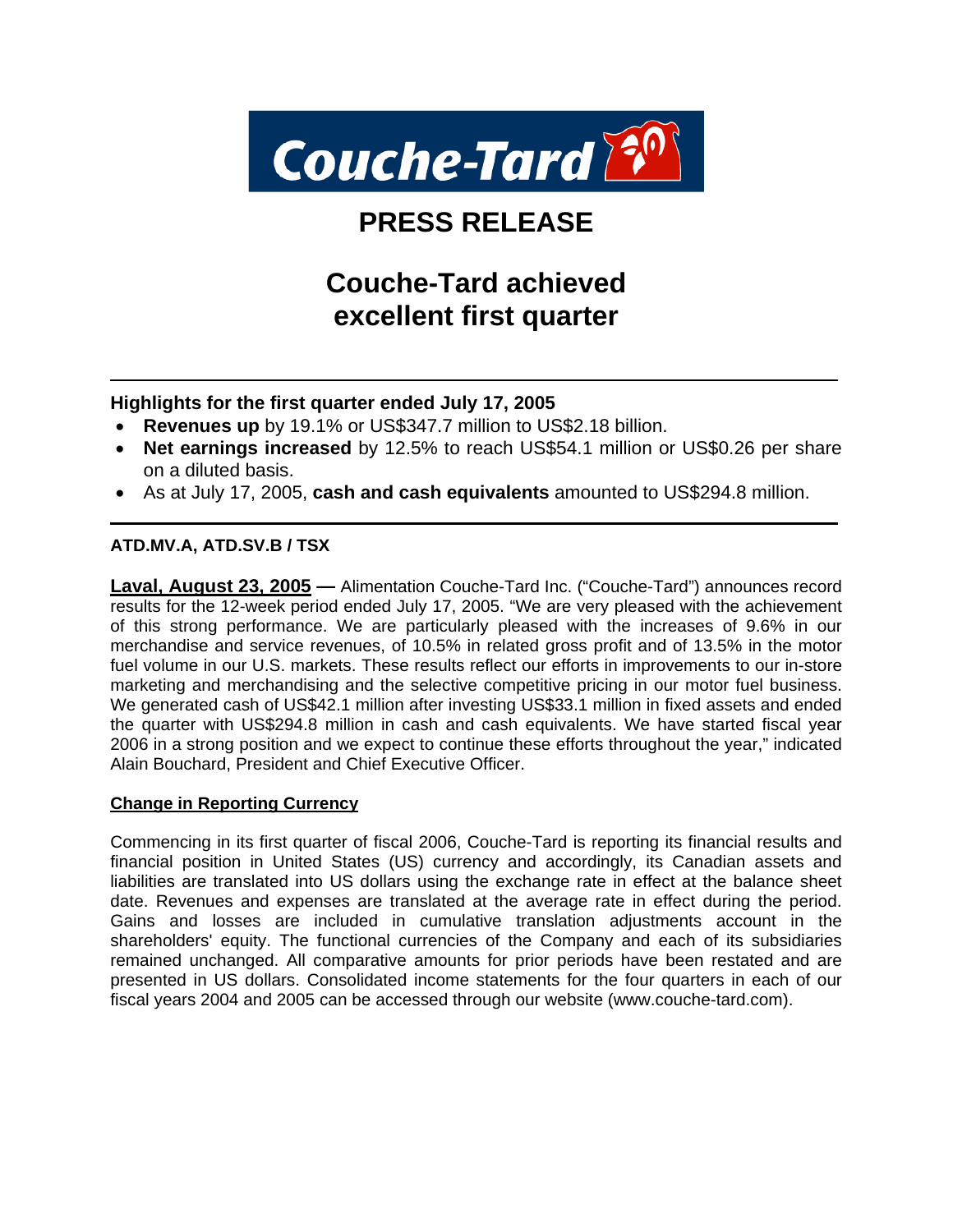Couche-Tard

# PRESS RELEASE

# Couche-Tard achieved excellent first quarter

---

### Highlights for the first quarter ended July 17, 2005

- **Revenues up** by 19.1% or US$347.7 million to US$2.18 billion.
- **Net earnings increased** by 12.5% to reach US$54.1 million or US$0.26 per share on a diluted basis.
- As at July 17, 2005, **cash and cash equivalents** amounted to US$294.8 million.

---

**ATD.MV.A, ATD.SV.B / TSX**

**Laval, August 23, 2005 —** Alimentation Couche-Tard Inc. ("Couche-Tard") announces record results for the 12-week period ended July 17, 2005. "We are very pleased with the achievement of this strong performance. We are particularly pleased with the increases of 9.6% in our merchandise and service revenues, of 10.5% in related gross profit and of 13.5% in the motor fuel volume in our U.S. markets. These results reflect our efforts in improvements to our in-store marketing and merchandising and the selective competitive pricing in our motor fuel business. We generated cash of US$42.1 million after investing US$33.1 million in fixed assets and ended the quarter with US$294.8 million in cash and cash equivalents. We have started fiscal year 2006 in a strong position and we expect to continue these efforts throughout the year," indicated Alain Bouchard, President and Chief Executive Officer.

**Change in Reporting Currency**

Commencing in its first quarter of fiscal 2006, Couche-Tard is reporting its financial results and financial position in United States (US) currency and accordingly, its Canadian assets and liabilities are translated into US dollars using the exchange rate in effect at the balance sheet date. Revenues and expenses are translated at the average rate in effect during the period. Gains and losses are included in cumulative translation adjustments account in the shareholders' equity. The functional currencies of the Company and each of its subsidiaries remained unchanged. All comparative amounts for prior periods have been restated and are presented in US dollars. Consolidated income statements for the four quarters in each of our fiscal years 2004 and 2005 can be accessed through our website (www.couche-tard.com).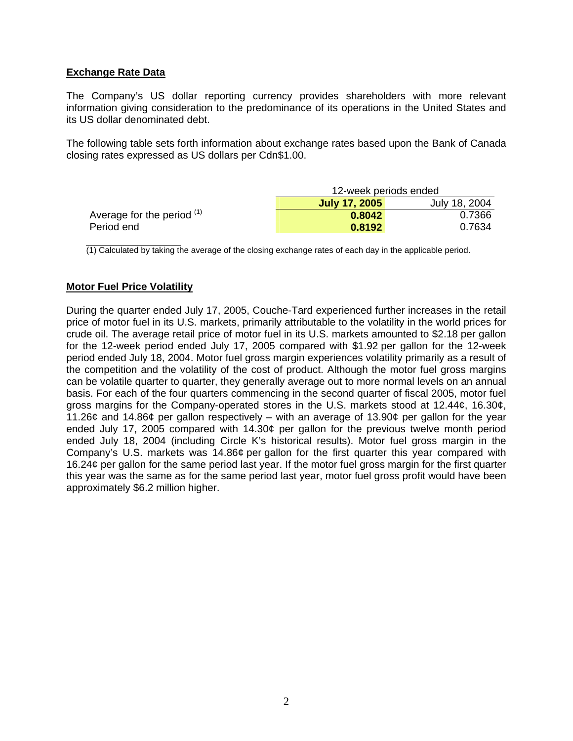## Exchange Rate Data

The Company's US dollar reporting currency provides shareholders with more relevant information giving consideration to the predominance of its operations in the United States and its US dollar denominated debt.

The following table sets forth information about exchange rates based upon the Bank of Canada closing rates expressed as US dollars per Cdn$1.00.

| | 12-week periods ended | |
|---|---|---|
| | **July 17, 2005** | July 18, 2004 |
| Average for the period [(1)] | **0.8042** | 0.7366 |
| Period end | **0.8192** | 0.7634 |

(1) Calculated by taking the average of the closing exchange rates of each day in the applicable period.

## Motor Fuel Price Volatility

During the quarter ended July 17, 2005, Couche-Tard experienced further increases in the retail price of motor fuel in its U.S. markets, primarily attributable to the volatility in the world prices for crude oil. The average retail price of motor fuel in its U.S. markets amounted to $2.18 per gallon for the 12-week period ended July 17, 2005 compared with $1.92 per gallon for the 12-week period ended July 18, 2004. Motor fuel gross margin experiences volatility primarily as a result of the competition and the volatility of the cost of product. Although the motor fuel gross margins can be volatile quarter to quarter, they generally average out to more normal levels on an annual basis. For each of the four quarters commencing in the second quarter of fiscal 2005, motor fuel gross margins for the Company-operated stores in the U.S. markets stood at 12.44¢, 16.30¢, 11.26¢ and 14.86¢ per gallon respectively – with an average of 13.90¢ per gallon for the year ended July 17, 2005 compared with 14.30¢ per gallon for the previous twelve month period ended July 18, 2004 (including Circle K's historical results). Motor fuel gross margin in the Company's U.S. markets was 14.86¢ per gallon for the first quarter this year compared with 16.24¢ per gallon for the same period last year. If the motor fuel gross margin for the first quarter this year was the same as for the same period last year, motor fuel gross profit would have been approximately $6.2 million higher.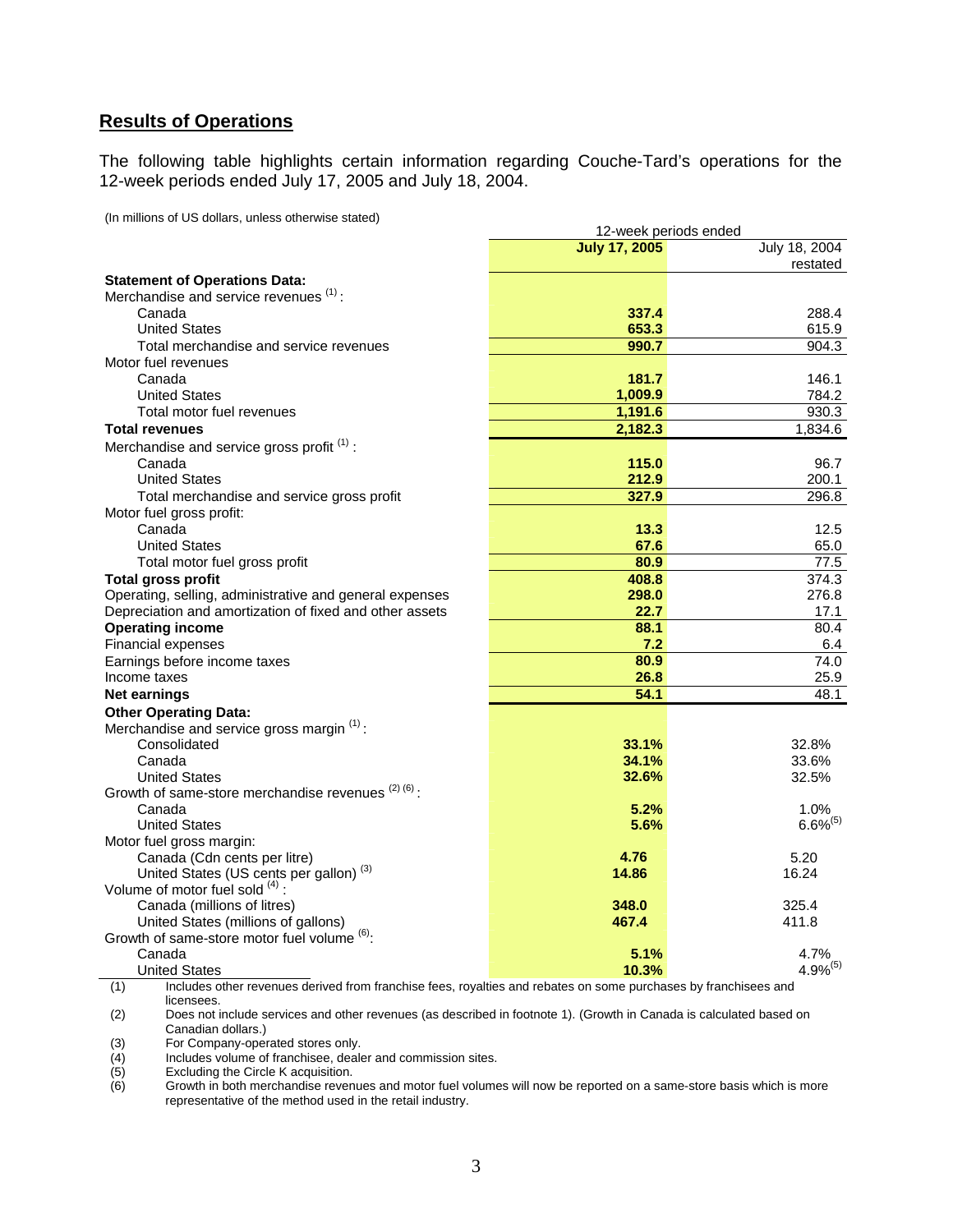## Results of Operations

The following table highlights certain information regarding Couche-Tard's operations for the 12-week periods ended July 17, 2005 and July 18, 2004.

(In millions of US dollars, unless otherwise stated)

| | 12-week periods ended | |
|---|---|---|
| | **July 17, 2005** | July 18, 2004 restated |
| **Statement of Operations Data:** | | |
| Merchandise and service revenues [(1)]: | | |
| Canada | **337.4** | 288.4 |
| United States | **653.3** | 615.9 |
| Total merchandise and service revenues | **990.7** | 904.3 |
| Motor fuel revenues | | |
| Canada | **181.7** | 146.1 |
| United States | **1,009.9** | 784.2 |
| Total motor fuel revenues | **1,191.6** | 930.3 |
| **Total revenues** | **2,182.3** | 1,834.6 |
| Merchandise and service gross profit [(1)]: | | |
| Canada | **115.0** | 96.7 |
| United States | **212.9** | 200.1 |
| Total merchandise and service gross profit | **327.9** | 296.8 |
| Motor fuel gross profit: | | |
| Canada | **13.3** | 12.5 |
| United States | **67.6** | 65.0 |
| Total motor fuel gross profit | **80.9** | 77.5 |
| **Total gross profit** | **408.8** | 374.3 |
| Operating, selling, administrative and general expenses | **298.0** | 276.8 |
| Depreciation and amortization of fixed and other assets | **22.7** | 17.1 |
| **Operating income** | **88.1** | 80.4 |
| Financial expenses | **7.2** | 6.4 |
| Earnings before income taxes | **80.9** | 74.0 |
| Income taxes | **26.8** | 25.9 |
| **Net earnings** | **54.1** | 48.1 |
| **Other Operating Data:** | | |
| Merchandise and service gross margin [(1)]: | | |
| Consolidated | **33.1%** | 32.8% |
| Canada | **34.1%** | 33.6% |
| United States | **32.6%** | 32.5% |
| Growth of same-store merchandise revenues [(2) (6)]: | | |
| Canada | **5.2%** | 1.0% |
| United States | **5.6%** | 6.6%[(5)] |
| Motor fuel gross margin: | | |
| Canada (Cdn cents per litre) | **4.76** | 5.20 |
| United States (US cents per gallon) [(3)] | **14.86** | 16.24 |
| Volume of motor fuel sold [(4)]: | | |
| Canada (millions of litres) | **348.0** | 325.4 |
| United States (millions of gallons) | **467.4** | 411.8 |
| Growth of same-store motor fuel volume [(6)]: | | |
| Canada | **5.1%** | 4.7% |
| United States | **10.3%** | 4.9%[(5)] |

(1) Includes other revenues derived from franchise fees, royalties and rebates on some purchases by franchisees and licensees.

(2) Does not include services and other revenues (as described in footnote 1). (Growth in Canada is calculated based on Canadian dollars.)

(3) For Company-operated stores only.

(4) Includes volume of franchisee, dealer and commission sites.

(5) Excluding the Circle K acquisition.

(6) Growth in both merchandise revenues and motor fuel volumes will now be reported on a same-store basis which is more representative of the method used in the retail industry.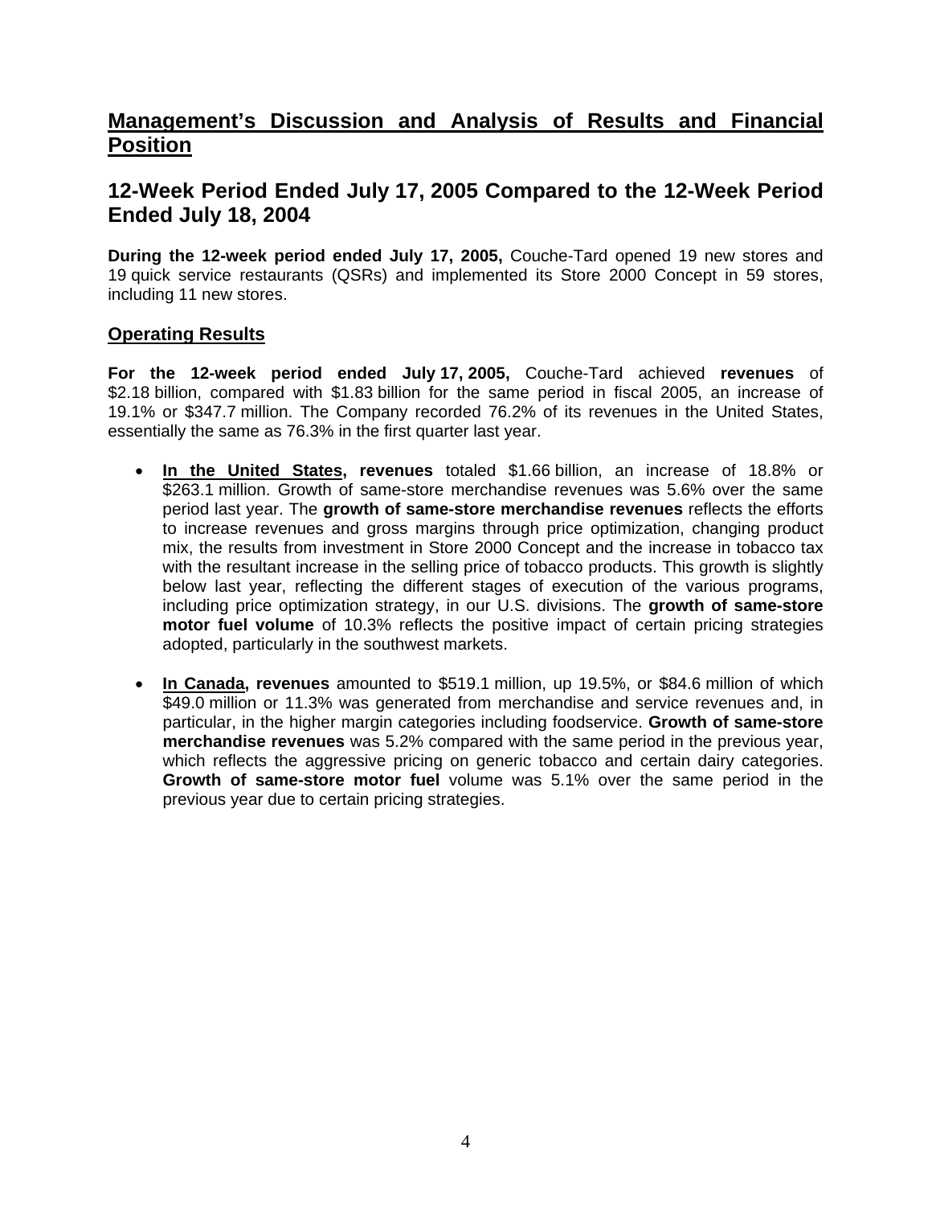## Management's Discussion and Analysis of Results and Financial Position

## 12-Week Period Ended July 17, 2005 Compared to the 12-Week Period Ended July 18, 2004

**During the 12-week period ended July 17, 2005,** Couche-Tard opened 19 new stores and 19 quick service restaurants (QSRs) and implemented its Store 2000 Concept in 59 stores, including 11 new stores.

### Operating Results

**For the 12-week period ended July 17, 2005,** Couche-Tard achieved **revenues** of $2.18 billion, compared with $1.83 billion for the same period in fiscal 2005, an increase of 19.1% or $347.7 million. The Company recorded 76.2% of its revenues in the United States, essentially the same as 76.3% in the first quarter last year.

- **In the United States, revenues** totaled $1.66 billion, an increase of 18.8% or $263.1 million. Growth of same-store merchandise revenues was 5.6% over the same period last year. The **growth of same-store merchandise revenues** reflects the efforts to increase revenues and gross margins through price optimization, changing product mix, the results from investment in Store 2000 Concept and the increase in tobacco tax with the resultant increase in the selling price of tobacco products. This growth is slightly below last year, reflecting the different stages of execution of the various programs, including price optimization strategy, in our U.S. divisions. The **growth of same-store motor fuel volume** of 10.3% reflects the positive impact of certain pricing strategies adopted, particularly in the southwest markets.

- **In Canada, revenues** amounted to $519.1 million, up 19.5%, or $84.6 million of which $49.0 million or 11.3% was generated from merchandise and service revenues and, in particular, in the higher margin categories including foodservice. **Growth of same-store merchandise revenues** was 5.2% compared with the same period in the previous year, which reflects the aggressive pricing on generic tobacco and certain dairy categories. **Growth of same-store motor fuel** volume was 5.1% over the same period in the previous year due to certain pricing strategies.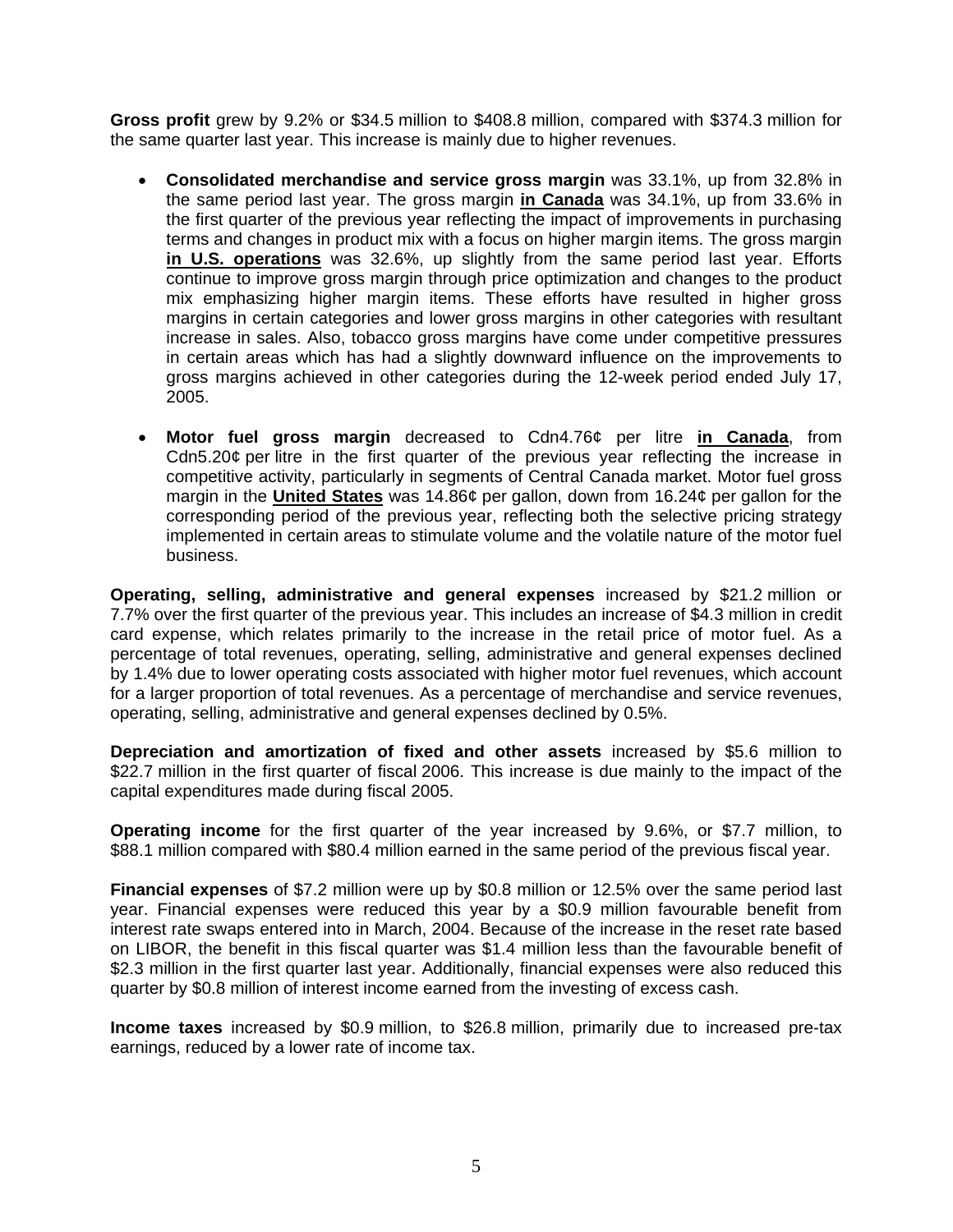**Gross profit** grew by 9.2% or $34.5 million to $408.8 million, compared with $374.3 million for the same quarter last year. This increase is mainly due to higher revenues.

- **Consolidated merchandise and service gross margin** was 33.1%, up from 32.8% in the same period last year. The gross margin **in Canada** was 34.1%, up from 33.6% in the first quarter of the previous year reflecting the impact of improvements in purchasing terms and changes in product mix with a focus on higher margin items. The gross margin **in U.S. operations** was 32.6%, up slightly from the same period last year. Efforts continue to improve gross margin through price optimization and changes to the product mix emphasizing higher margin items. These efforts have resulted in higher gross margins in certain categories and lower gross margins in other categories with resultant increase in sales. Also, tobacco gross margins have come under competitive pressures in certain areas which has had a slightly downward influence on the improvements to gross margins achieved in other categories during the 12-week period ended July 17, 2005.

- **Motor fuel gross margin** decreased to Cdn4.76¢ per litre **in Canada**, from Cdn5.20¢ per litre in the first quarter of the previous year reflecting the increase in competitive activity, particularly in segments of Central Canada market. Motor fuel gross margin in the **United States** was 14.86¢ per gallon, down from 16.24¢ per gallon for the corresponding period of the previous year, reflecting both the selective pricing strategy implemented in certain areas to stimulate volume and the volatile nature of the motor fuel business.

**Operating, selling, administrative and general expenses** increased by $21.2 million or 7.7% over the first quarter of the previous year. This includes an increase of $4.3 million in credit card expense, which relates primarily to the increase in the retail price of motor fuel. As a percentage of total revenues, operating, selling, administrative and general expenses declined by 1.4% due to lower operating costs associated with higher motor fuel revenues, which account for a larger proportion of total revenues. As a percentage of merchandise and service revenues, operating, selling, administrative and general expenses declined by 0.5%.

**Depreciation and amortization of fixed and other assets** increased by $5.6 million to $22.7 million in the first quarter of fiscal 2006. This increase is due mainly to the impact of the capital expenditures made during fiscal 2005.

**Operating income** for the first quarter of the year increased by 9.6%, or $7.7 million, to $88.1 million compared with $80.4 million earned in the same period of the previous fiscal year.

**Financial expenses** of $7.2 million were up by $0.8 million or 12.5% over the same period last year. Financial expenses were reduced this year by a $0.9 million favourable benefit from interest rate swaps entered into in March, 2004. Because of the increase in the reset rate based on LIBOR, the benefit in this fiscal quarter was $1.4 million less than the favourable benefit of $2.3 million in the first quarter last year. Additionally, financial expenses were also reduced this quarter by $0.8 million of interest income earned from the investing of excess cash.

**Income taxes** increased by $0.9 million, to $26.8 million, primarily due to increased pre-tax earnings, reduced by a lower rate of income tax.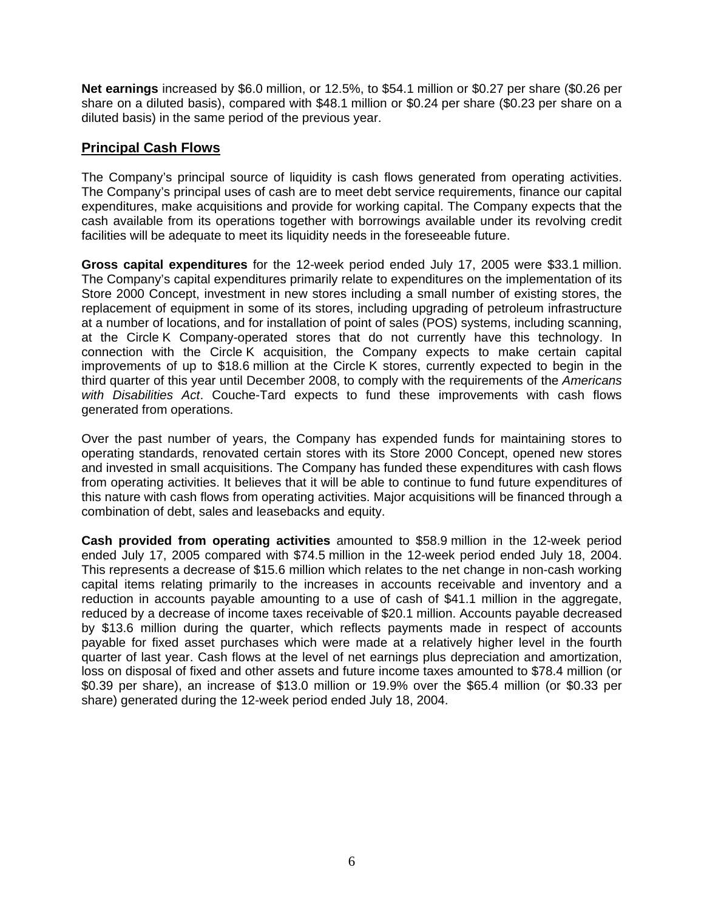**Net earnings** increased by $6.0 million, or 12.5%, to $54.1 million or $0.27 per share ($0.26 per share on a diluted basis), compared with $48.1 million or $0.24 per share ($0.23 per share on a diluted basis) in the same period of the previous year.

## Principal Cash Flows

The Company's principal source of liquidity is cash flows generated from operating activities. The Company's principal uses of cash are to meet debt service requirements, finance our capital expenditures, make acquisitions and provide for working capital. The Company expects that the cash available from its operations together with borrowings available under its revolving credit facilities will be adequate to meet its liquidity needs in the foreseeable future.

**Gross capital expenditures** for the 12-week period ended July 17, 2005 were $33.1 million. The Company's capital expenditures primarily relate to expenditures on the implementation of its Store 2000 Concept, investment in new stores including a small number of existing stores, the replacement of equipment in some of its stores, including upgrading of petroleum infrastructure at a number of locations, and for installation of point of sales (POS) systems, including scanning, at the Circle K Company-operated stores that do not currently have this technology. In connection with the Circle K acquisition, the Company expects to make certain capital improvements of up to $18.6 million at the Circle K stores, currently expected to begin in the third quarter of this year until December 2008, to comply with the requirements of the *Americans with Disabilities Act*. Couche-Tard expects to fund these improvements with cash flows generated from operations.

Over the past number of years, the Company has expended funds for maintaining stores to operating standards, renovated certain stores with its Store 2000 Concept, opened new stores and invested in small acquisitions. The Company has funded these expenditures with cash flows from operating activities. It believes that it will be able to continue to fund future expenditures of this nature with cash flows from operating activities. Major acquisitions will be financed through a combination of debt, sales and leasebacks and equity.

**Cash provided from operating activities** amounted to $58.9 million in the 12-week period ended July 17, 2005 compared with $74.5 million in the 12-week period ended July 18, 2004. This represents a decrease of $15.6 million which relates to the net change in non-cash working capital items relating primarily to the increases in accounts receivable and inventory and a reduction in accounts payable amounting to a use of cash of $41.1 million in the aggregate, reduced by a decrease of income taxes receivable of $20.1 million. Accounts payable decreased by $13.6 million during the quarter, which reflects payments made in respect of accounts payable for fixed asset purchases which were made at a relatively higher level in the fourth quarter of last year. Cash flows at the level of net earnings plus depreciation and amortization, loss on disposal of fixed and other assets and future income taxes amounted to $78.4 million (or $0.39 per share), an increase of $13.0 million or 19.9% over the $65.4 million (or $0.33 per share) generated during the 12-week period ended July 18, 2004.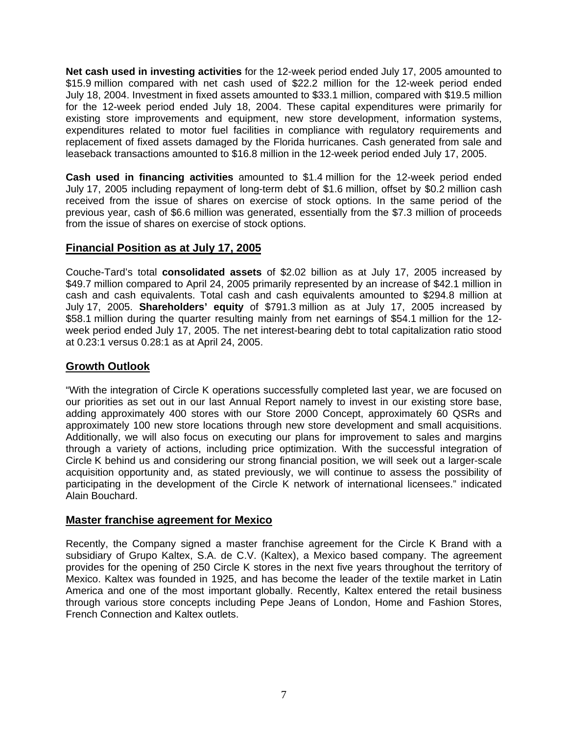**Net cash used in investing activities** for the 12-week period ended July 17, 2005 amounted to $15.9 million compared with net cash used of $22.2 million for the 12-week period ended July 18, 2004. Investment in fixed assets amounted to $33.1 million, compared with $19.5 million for the 12-week period ended July 18, 2004. These capital expenditures were primarily for existing store improvements and equipment, new store development, information systems, expenditures related to motor fuel facilities in compliance with regulatory requirements and replacement of fixed assets damaged by the Florida hurricanes. Cash generated from sale and leaseback transactions amounted to $16.8 million in the 12-week period ended July 17, 2005.

**Cash used in financing activities** amounted to $1.4 million for the 12-week period ended July 17, 2005 including repayment of long-term debt of $1.6 million, offset by $0.2 million cash received from the issue of shares on exercise of stock options. In the same period of the previous year, cash of $6.6 million was generated, essentially from the $7.3 million of proceeds from the issue of shares on exercise of stock options.

## Financial Position as at July 17, 2005

Couche-Tard's total **consolidated assets** of $2.02 billion as at July 17, 2005 increased by $49.7 million compared to April 24, 2005 primarily represented by an increase of $42.1 million in cash and cash equivalents. Total cash and cash equivalents amounted to $294.8 million at July 17, 2005. **Shareholders' equity** of $791.3 million as at July 17, 2005 increased by $58.1 million during the quarter resulting mainly from net earnings of $54.1 million for the 12-week period ended July 17, 2005. The net interest-bearing debt to total capitalization ratio stood at 0.23:1 versus 0.28:1 as at April 24, 2005.

## Growth Outlook

"With the integration of Circle K operations successfully completed last year, we are focused on our priorities as set out in our last Annual Report namely to invest in our existing store base, adding approximately 400 stores with our Store 2000 Concept, approximately 60 QSRs and approximately 100 new store locations through new store development and small acquisitions. Additionally, we will also focus on executing our plans for improvement to sales and margins through a variety of actions, including price optimization. With the successful integration of Circle K behind us and considering our strong financial position, we will seek out a larger-scale acquisition opportunity and, as stated previously, we will continue to assess the possibility of participating in the development of the Circle K network of international licensees." indicated Alain Bouchard.

## Master franchise agreement for Mexico

Recently, the Company signed a master franchise agreement for the Circle K Brand with a subsidiary of Grupo Kaltex, S.A. de C.V. (Kaltex), a Mexico based company. The agreement provides for the opening of 250 Circle K stores in the next five years throughout the territory of Mexico. Kaltex was founded in 1925, and has become the leader of the textile market in Latin America and one of the most important globally. Recently, Kaltex entered the retail business through various store concepts including Pepe Jeans of London, Home and Fashion Stores, French Connection and Kaltex outlets.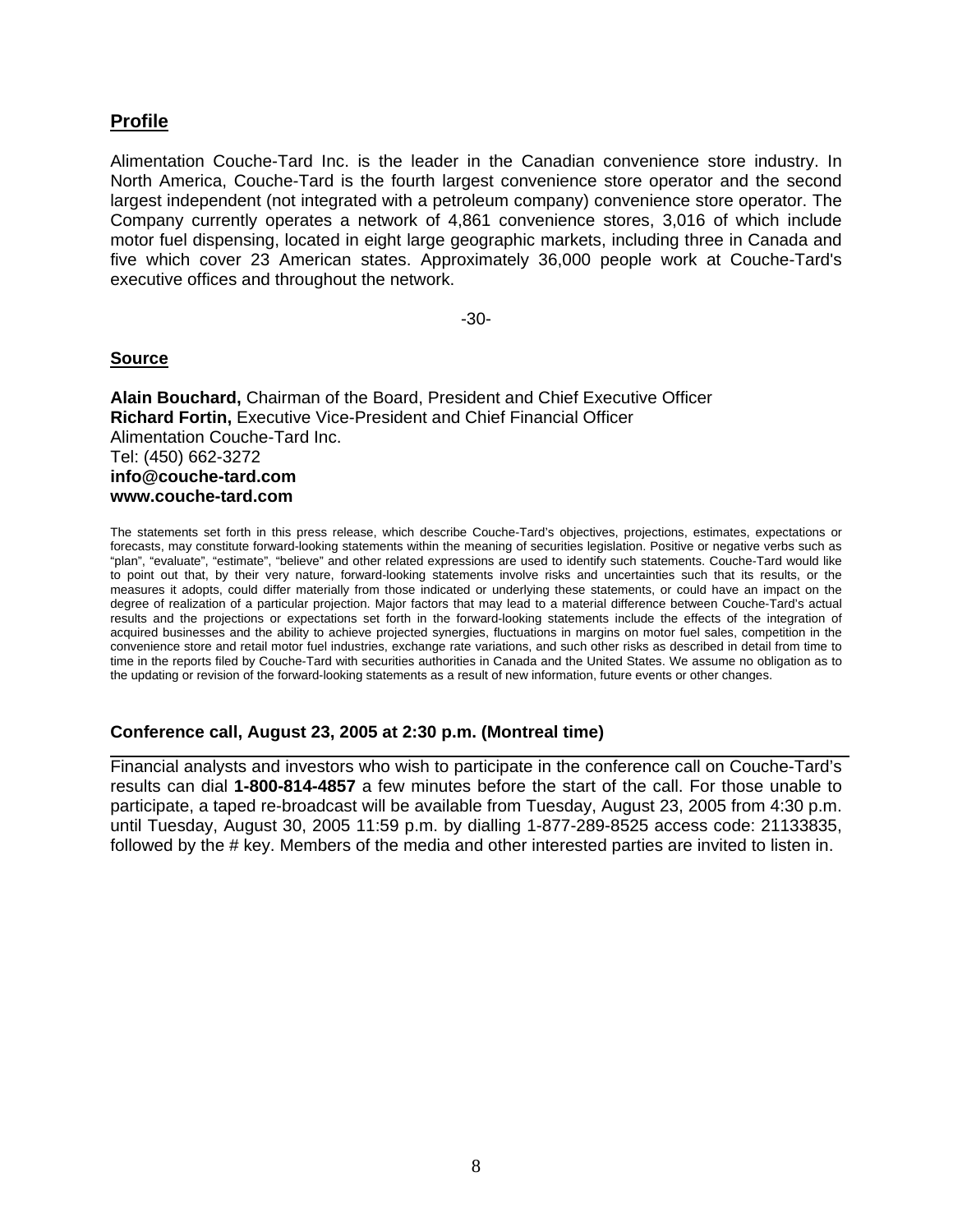## Profile

Alimentation Couche-Tard Inc. is the leader in the Canadian convenience store industry. In North America, Couche-Tard is the fourth largest convenience store operator and the second largest independent (not integrated with a petroleum company) convenience store operator. The Company currently operates a network of 4,861 convenience stores, 3,016 of which include motor fuel dispensing, located in eight large geographic markets, including three in Canada and five which cover 23 American states. Approximately 36,000 people work at Couche-Tard's executive offices and throughout the network.

-30-

## Source

**Alain Bouchard,** Chairman of the Board, President and Chief Executive Officer
**Richard Fortin,** Executive Vice-President and Chief Financial Officer
Alimentation Couche-Tard Inc.
Tel: (450) 662-3272
**info@couche-tard.com**
**www.couche-tard.com**

The statements set forth in this press release, which describe Couche-Tard's objectives, projections, estimates, expectations or forecasts, may constitute forward-looking statements within the meaning of securities legislation. Positive or negative verbs such as "plan", "evaluate", "estimate", "believe" and other related expressions are used to identify such statements. Couche-Tard would like to point out that, by their very nature, forward-looking statements involve risks and uncertainties such that its results, or the measures it adopts, could differ materially from those indicated or underlying these statements, or could have an impact on the degree of realization of a particular projection. Major factors that may lead to a material difference between Couche-Tard's actual results and the projections or expectations set forth in the forward-looking statements include the effects of the integration of acquired businesses and the ability to achieve projected synergies, fluctuations in margins on motor fuel sales, competition in the convenience store and retail motor fuel industries, exchange rate variations, and such other risks as described in detail from time to time in the reports filed by Couche-Tard with securities authorities in Canada and the United States. We assume no obligation as to the updating or revision of the forward-looking statements as a result of new information, future events or other changes.

### Conference call, August 23, 2005 at 2:30 p.m. (Montreal time)

Financial analysts and investors who wish to participate in the conference call on Couche-Tard's results can dial **1-800-814-4857** a few minutes before the start of the call. For those unable to participate, a taped re-broadcast will be available from Tuesday, August 23, 2005 from 4:30 p.m. until Tuesday, August 30, 2005 11:59 p.m. by dialling 1-877-289-8525 access code: 21133835, followed by the # key. Members of the media and other interested parties are invited to listen in.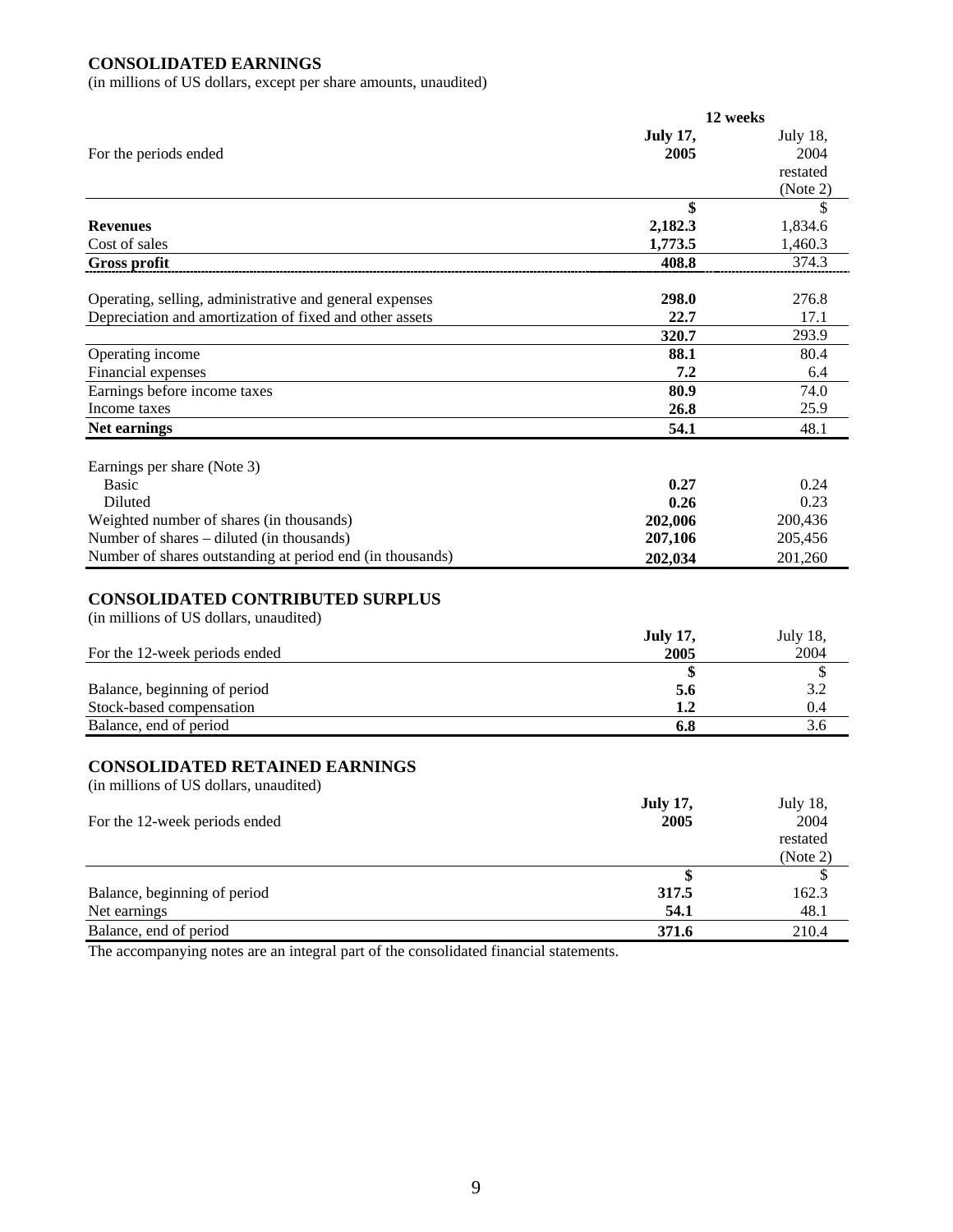## CONSOLIDATED EARNINGS

(in millions of US dollars, except per share amounts, unaudited)

| | 12 weeks | |
|---|---|---|
| For the periods ended | **July 17, 2005** | July 18, 2004 restated (Note 2) |
| | **$** | $ |
| **Revenues** | **2,182.3** | 1,834.6 |
| Cost of sales | **1,773.5** | 1,460.3 |
| **Gross profit** | **408.8** | 374.3 |
| Operating, selling, administrative and general expenses | **298.0** | 276.8 |
| Depreciation and amortization of fixed and other assets | **22.7** | 17.1 |
| | **320.7** | 293.9 |
| Operating income | **88.1** | 80.4 |
| Financial expenses | **7.2** | 6.4 |
| Earnings before income taxes | **80.9** | 74.0 |
| Income taxes | **26.8** | 25.9 |
| **Net earnings** | **54.1** | 48.1 |
| Earnings per share (Note 3) | | |
| Basic | **0.27** | 0.24 |
| Diluted | **0.26** | 0.23 |
| Weighted number of shares (in thousands) | **202,006** | 200,436 |
| Number of shares – diluted (in thousands) | **207,106** | 205,456 |
| Number of shares outstanding at period end (in thousands) | **202,034** | 201,260 |

## CONSOLIDATED CONTRIBUTED SURPLUS

(in millions of US dollars, unaudited)

| For the 12-week periods ended | **July 17, 2005** | July 18, 2004 |
|---|---|---|
| | **$** | $ |
| Balance, beginning of period | **5.6** | 3.2 |
| Stock-based compensation | **1.2** | 0.4 |
| Balance, end of period | **6.8** | 3.6 |

## CONSOLIDATED RETAINED EARNINGS

(in millions of US dollars, unaudited)

| For the 12-week periods ended | **July 17, 2005** | July 18, 2004 restated (Note 2) |
|---|---|---|
| | **$** | $ |
| Balance, beginning of period | **317.5** | 162.3 |
| Net earnings | **54.1** | 48.1 |
| Balance, end of period | **371.6** | 210.4 |

The accompanying notes are an integral part of the consolidated financial statements.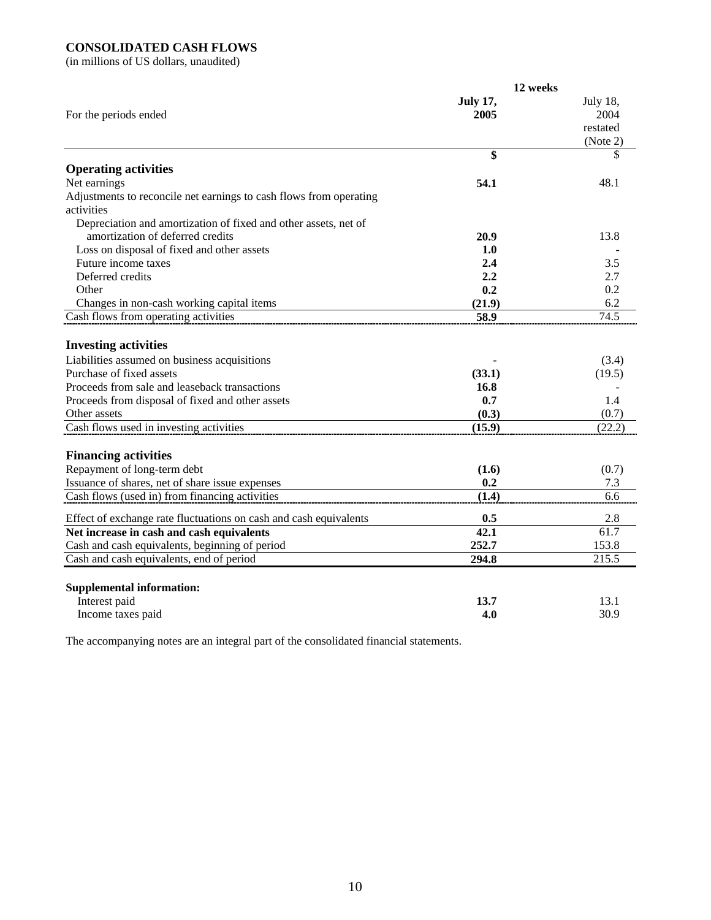**CONSOLIDATED CASH FLOWS**
(in millions of US dollars, unaudited)

| For the periods ended | 12 weeks | |
|---|---|---|
| | **July 17, 2005** | July 18, 2004 restated (Note 2) |
| | **$** | $ |
| **Operating activities** | | |
| Net earnings | **54.1** | 48.1 |
| Adjustments to reconcile net earnings to cash flows from operating activities | | |
| Depreciation and amortization of fixed and other assets, net of amortization of deferred credits | **20.9** | 13.8 |
| Loss on disposal of fixed and other assets | **1.0** | - |
| Future income taxes | **2.4** | 3.5 |
| Deferred credits | **2.2** | 2.7 |
| Other | **0.2** | 0.2 |
| Changes in non-cash working capital items | **(21.9)** | 6.2 |
| Cash flows from operating activities | **58.9** | 74.5 |
| **Investing activities** | | |
| Liabilities assumed on business acquisitions | **-** | (3.4) |
| Purchase of fixed assets | **(33.1)** | (19.5) |
| Proceeds from sale and leaseback transactions | **16.8** | - |
| Proceeds from disposal of fixed and other assets | **0.7** | 1.4 |
| Other assets | **(0.3)** | (0.7) |
| Cash flows used in investing activities | **(15.9)** | (22.2) |
| **Financing activities** | | |
| Repayment of long-term debt | **(1.6)** | (0.7) |
| Issuance of shares, net of share issue expenses | **0.2** | 7.3 |
| Cash flows (used in) from financing activities | **(1.4)** | 6.6 |
| Effect of exchange rate fluctuations on cash and cash equivalents | **0.5** | 2.8 |
| **Net increase in cash and cash equivalents** | **42.1** | 61.7 |
| Cash and cash equivalents, beginning of period | **252.7** | 153.8 |
| Cash and cash equivalents, end of period | **294.8** | 215.5 |
| **Supplemental information:** | | |
| Interest paid | **13.7** | 13.1 |
| Income taxes paid | **4.0** | 30.9 |

The accompanying notes are an integral part of the consolidated financial statements.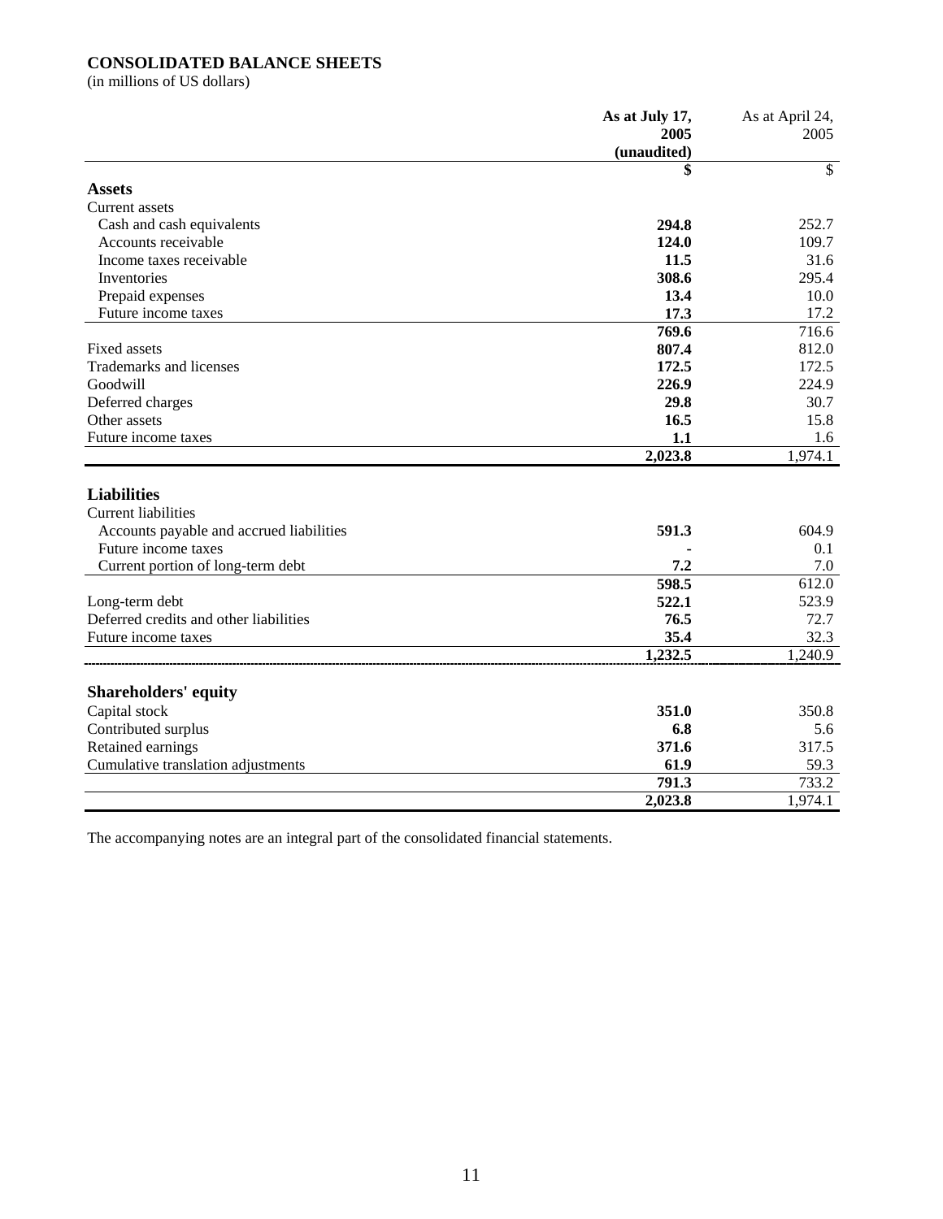# CONSOLIDATED BALANCE SHEETS

(in millions of US dollars)

| | **As at July 17, 2005 (unaudited)** | As at April 24, 2005 |
|---|---|---|
| | **$** | $ |
| **Assets** | | |
| Current assets | | |
| Cash and cash equivalents | **294.8** | 252.7 |
| Accounts receivable | **124.0** | 109.7 |
| Income taxes receivable | **11.5** | 31.6 |
| Inventories | **308.6** | 295.4 |
| Prepaid expenses | **13.4** | 10.0 |
| Future income taxes | **17.3** | 17.2 |
| | **769.6** | 716.6 |
| Fixed assets | **807.4** | 812.0 |
| Trademarks and licenses | **172.5** | 172.5 |
| Goodwill | **226.9** | 224.9 |
| Deferred charges | **29.8** | 30.7 |
| Other assets | **16.5** | 15.8 |
| Future income taxes | **1.1** | 1.6 |
| | **2,023.8** | 1,974.1 |
| **Liabilities** | | |
| Current liabilities | | |
| Accounts payable and accrued liabilities | **591.3** | 604.9 |
| Future income taxes | **-** | 0.1 |
| Current portion of long-term debt | **7.2** | 7.0 |
| | **598.5** | 612.0 |
| Long-term debt | **522.1** | 523.9 |
| Deferred credits and other liabilities | **76.5** | 72.7 |
| Future income taxes | **35.4** | 32.3 |
| | **1,232.5** | 1,240.9 |
| **Shareholders' equity** | | |
| Capital stock | **351.0** | 350.8 |
| Contributed surplus | **6.8** | 5.6 |
| Retained earnings | **371.6** | 317.5 |
| Cumulative translation adjustments | **61.9** | 59.3 |
| | **791.3** | 733.2 |
| | **2,023.8** | 1,974.1 |

The accompanying notes are an integral part of the consolidated financial statements.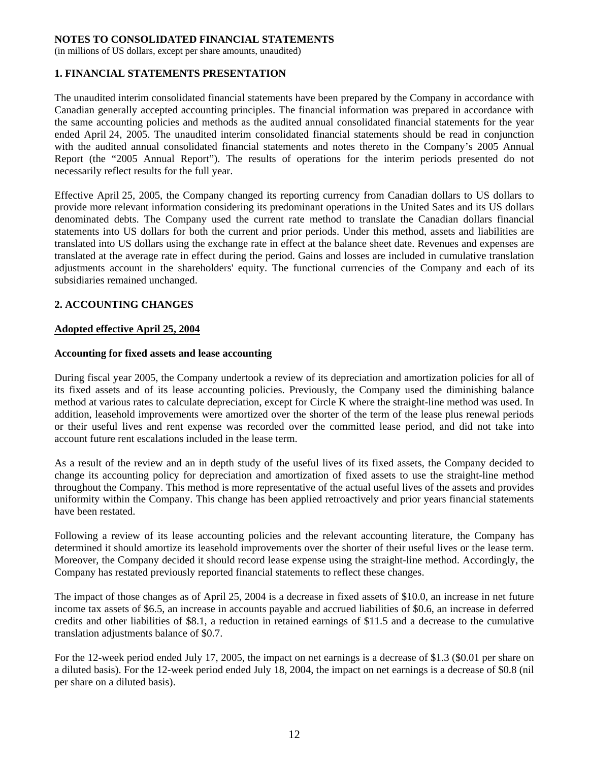**NOTES TO CONSOLIDATED FINANCIAL STATEMENTS**
(in millions of US dollars, except per share amounts, unaudited)

## 1. FINANCIAL STATEMENTS PRESENTATION

The unaudited interim consolidated financial statements have been prepared by the Company in accordance with Canadian generally accepted accounting principles. The financial information was prepared in accordance with the same accounting policies and methods as the audited annual consolidated financial statements for the year ended April 24, 2005. The unaudited interim consolidated financial statements should be read in conjunction with the audited annual consolidated financial statements and notes thereto in the Company's 2005 Annual Report (the "2005 Annual Report"). The results of operations for the interim periods presented do not necessarily reflect results for the full year.

Effective April 25, 2005, the Company changed its reporting currency from Canadian dollars to US dollars to provide more relevant information considering its predominant operations in the United Sates and its US dollars denominated debts. The Company used the current rate method to translate the Canadian dollars financial statements into US dollars for both the current and prior periods. Under this method, assets and liabilities are translated into US dollars using the exchange rate in effect at the balance sheet date. Revenues and expenses are translated at the average rate in effect during the period. Gains and losses are included in cumulative translation adjustments account in the shareholders' equity. The functional currencies of the Company and each of its subsidiaries remained unchanged.

## 2. ACCOUNTING CHANGES

**Adopted effective April 25, 2004**

### Accounting for fixed assets and lease accounting

During fiscal year 2005, the Company undertook a review of its depreciation and amortization policies for all of its fixed assets and of its lease accounting policies. Previously, the Company used the diminishing balance method at various rates to calculate depreciation, except for Circle K where the straight-line method was used. In addition, leasehold improvements were amortized over the shorter of the term of the lease plus renewal periods or their useful lives and rent expense was recorded over the committed lease period, and did not take into account future rent escalations included in the lease term.

As a result of the review and an in depth study of the useful lives of its fixed assets, the Company decided to change its accounting policy for depreciation and amortization of fixed assets to use the straight-line method throughout the Company. This method is more representative of the actual useful lives of the assets and provides uniformity within the Company. This change has been applied retroactively and prior years financial statements have been restated.

Following a review of its lease accounting policies and the relevant accounting literature, the Company has determined it should amortize its leasehold improvements over the shorter of their useful lives or the lease term. Moreover, the Company decided it should record lease expense using the straight-line method. Accordingly, the Company has restated previously reported financial statements to reflect these changes.

The impact of those changes as of April 25, 2004 is a decrease in fixed assets of $10.0, an increase in net future income tax assets of $6.5, an increase in accounts payable and accrued liabilities of $0.6, an increase in deferred credits and other liabilities of $8.1, a reduction in retained earnings of $11.5 and a decrease to the cumulative translation adjustments balance of $0.7.

For the 12-week period ended July 17, 2005, the impact on net earnings is a decrease of $1.3 ($0.01 per share on a diluted basis). For the 12-week period ended July 18, 2004, the impact on net earnings is a decrease of $0.8 (nil per share on a diluted basis).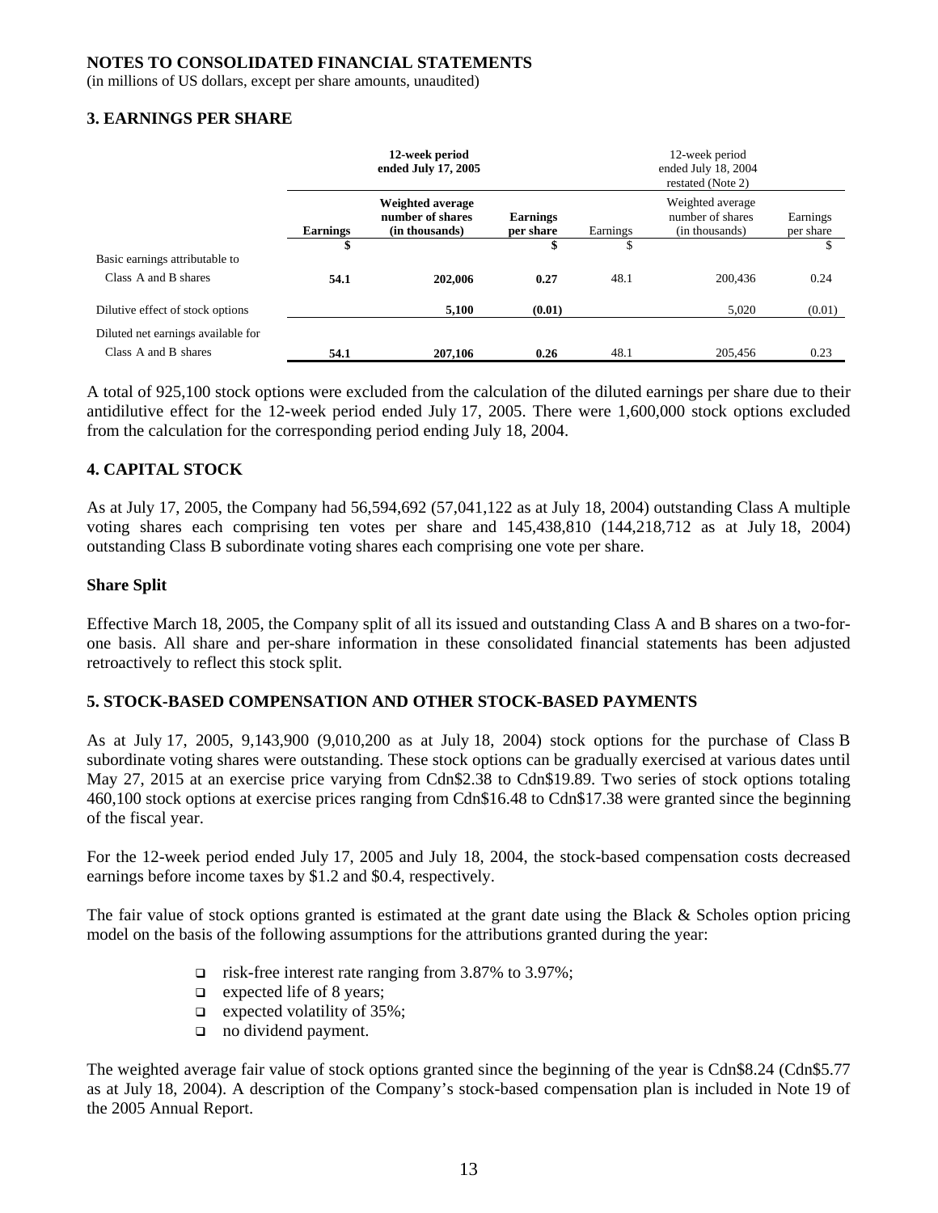**NOTES TO CONSOLIDATED FINANCIAL STATEMENTS**

(in millions of US dollars, except per share amounts, unaudited)

## 3. EARNINGS PER SHARE

| | **12-week period ended July 17, 2005** | | | 12-week period ended July 18, 2004 restated (Note 2) | | |
|---|---|---|---|---|---|---|
| | **Earnings** | **Weighted average number of shares (in thousands)** | **Earnings per share** | Earnings | Weighted average number of shares (in thousands) | Earnings per share |
| | **$** | | **$** | $ | | $ |
| Basic earnings attributable to Class A and B shares | **54.1** | **202,006** | **0.27** | 48.1 | 200,436 | 0.24 |
| Dilutive effect of stock options | | **5,100** | **(0.01)** | | 5,020 | (0.01) |
| Diluted net earnings available for Class A and B shares | **54.1** | **207,106** | **0.26** | 48.1 | 205,456 | 0.23 |

A total of 925,100 stock options were excluded from the calculation of the diluted earnings per share due to their antidilutive effect for the 12-week period ended July 17, 2005. There were 1,600,000 stock options excluded from the calculation for the corresponding period ending July 18, 2004.

## 4. CAPITAL STOCK

As at July 17, 2005, the Company had 56,594,692 (57,041,122 as at July 18, 2004) outstanding Class A multiple voting shares each comprising ten votes per share and 145,438,810 (144,218,712 as at July 18, 2004) outstanding Class B subordinate voting shares each comprising one vote per share.

### Share Split

Effective March 18, 2005, the Company split of all its issued and outstanding Class A and B shares on a two-for-one basis. All share and per-share information in these consolidated financial statements has been adjusted retroactively to reflect this stock split.

## 5. STOCK-BASED COMPENSATION AND OTHER STOCK-BASED PAYMENTS

As at July 17, 2005, 9,143,900 (9,010,200 as at July 18, 2004) stock options for the purchase of Class B subordinate voting shares were outstanding. These stock options can be gradually exercised at various dates until May 27, 2015 at an exercise price varying from Cdn$2.38 to Cdn$19.89. Two series of stock options totaling 460,100 stock options at exercise prices ranging from Cdn$16.48 to Cdn$17.38 were granted since the beginning of the fiscal year.

For the 12-week period ended July 17, 2005 and July 18, 2004, the stock-based compensation costs decreased earnings before income taxes by $1.2 and $0.4, respectively.

The fair value of stock options granted is estimated at the grant date using the Black & Scholes option pricing model on the basis of the following assumptions for the attributions granted during the year:

- risk-free interest rate ranging from 3.87% to 3.97%;
- expected life of 8 years;
- expected volatility of 35%;
- no dividend payment.

The weighted average fair value of stock options granted since the beginning of the year is Cdn$8.24 (Cdn$5.77 as at July 18, 2004). A description of the Company's stock-based compensation plan is included in Note 19 of the 2005 Annual Report.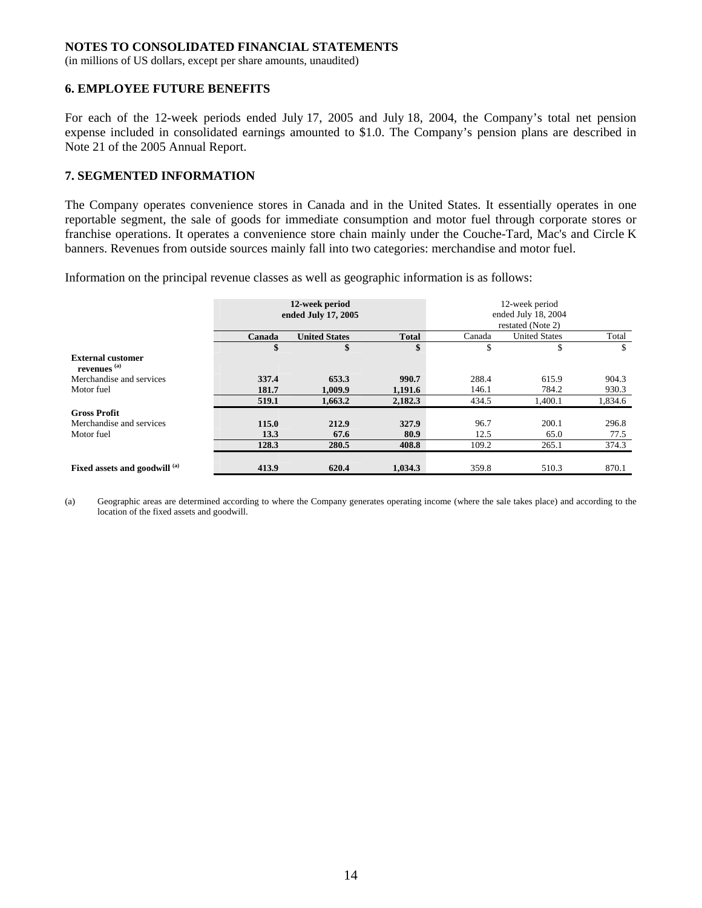**NOTES TO CONSOLIDATED FINANCIAL STATEMENTS**
(in millions of US dollars, except per share amounts, unaudited)

## 6. EMPLOYEE FUTURE BENEFITS

For each of the 12-week periods ended July 17, 2005 and July 18, 2004, the Company's total net pension expense included in consolidated earnings amounted to $1.0. The Company's pension plans are described in Note 21 of the 2005 Annual Report.

## 7. SEGMENTED INFORMATION

The Company operates convenience stores in Canada and in the United States. It essentially operates in one reportable segment, the sale of goods for immediate consumption and motor fuel through corporate stores or franchise operations. It operates a convenience store chain mainly under the Couche-Tard, Mac's and Circle K banners. Revenues from outside sources mainly fall into two categories: merchandise and motor fuel.

Information on the principal revenue classes as well as geographic information is as follows:

| | **12-week period ended July 17, 2005** | | | 12-week period ended July 18, 2004 restated (Note 2) | | |
|---|---|---|---|---|---|---|
| | **Canada** | **United States** | **Total** | Canada | United States | Total |
| | **$** | **$** | **$** | $ | $ | $ |
| **External customer revenues [(a)]** | | | | | | |
| Merchandise and services | **337.4** | **653.3** | **990.7** | 288.4 | 615.9 | 904.3 |
| Motor fuel | **181.7** | **1,009.9** | **1,191.6** | 146.1 | 784.2 | 930.3 |
| | **519.1** | **1,663.2** | **2,182.3** | 434.5 | 1,400.1 | 1,834.6 |
| **Gross Profit** | | | | | | |
| Merchandise and services | **115.0** | **212.9** | **327.9** | 96.7 | 200.1 | 296.8 |
| Motor fuel | **13.3** | **67.6** | **80.9** | 12.5 | 65.0 | 77.5 |
| | **128.3** | **280.5** | **408.8** | 109.2 | 265.1 | 374.3 |
| **Fixed assets and goodwill [(a)]** | **413.9** | **620.4** | **1,034.3** | 359.8 | 510.3 | 870.1 |

(a) Geographic areas are determined according to where the Company generates operating income (where the sale takes place) and according to the location of the fixed assets and goodwill.